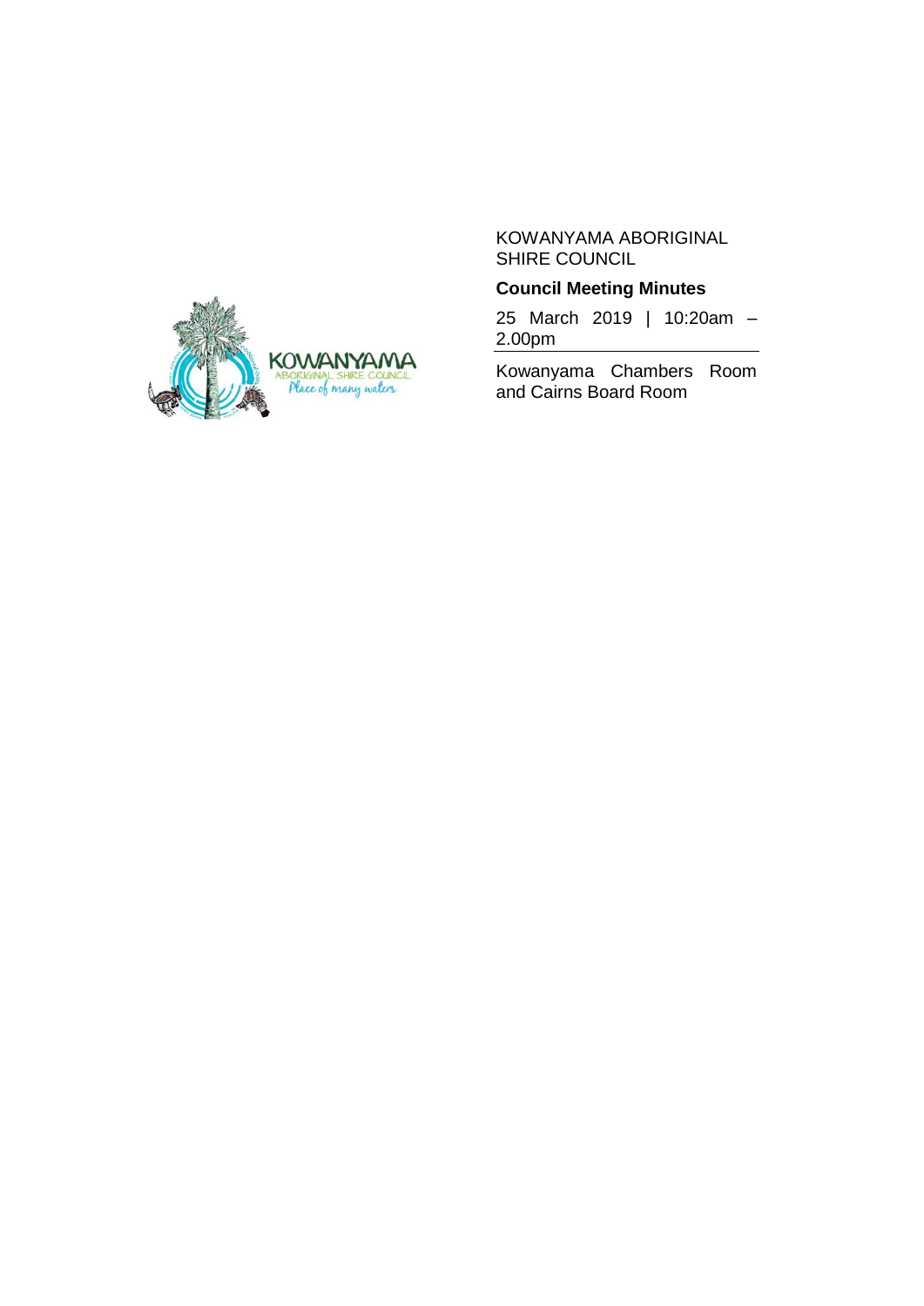KOWANYAMA ABORIGINAL SHIRE COUNCIL

**Council Meeting Minutes**

25 March 2019 | 10:20am – 2.00pm

Kowanyama Chambers Room and Cairns Board Room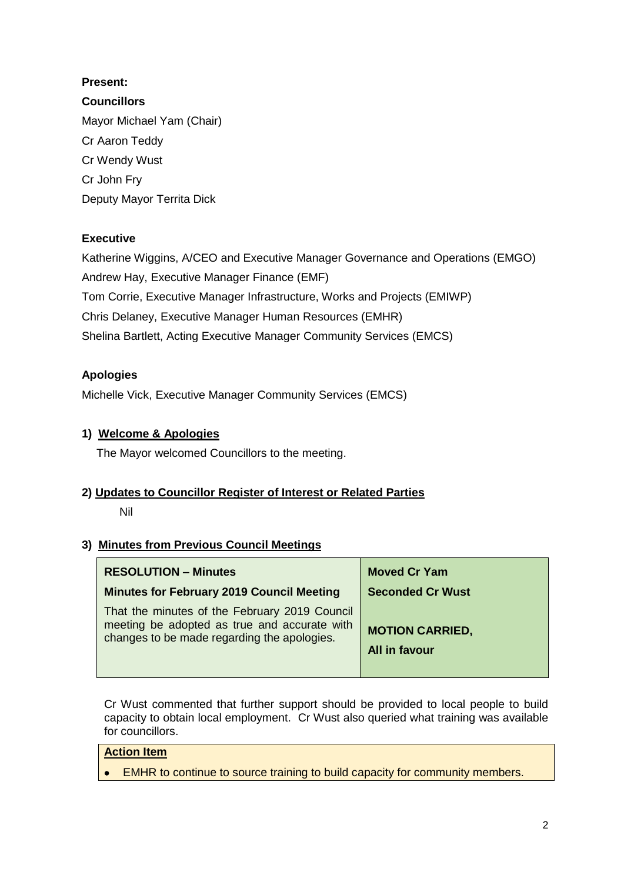**Present:**

**Councillors**

Mayor Michael Yam (Chair)

Cr Aaron Teddy

Cr Wendy Wust

Cr John Fry

Deputy Mayor Territa Dick

**Executive**

Katherine Wiggins, A/CEO and Executive Manager Governance and Operations (EMGO)

Andrew Hay, Executive Manager Finance (EMF)

Tom Corrie, Executive Manager Infrastructure, Works and Projects (EMIWP)

Chris Delaney, Executive Manager Human Resources (EMHR)

Shelina Bartlett, Acting Executive Manager Community Services (EMCS)

**Apologies**

Michelle Vick, Executive Manager Community Services (EMCS)

## 1) Welcome & Apologies

The Mayor welcomed Councillors to the meeting.

## 2) Updates to Councillor Register of Interest or Related Parties

Nil

## 3) Minutes from Previous Council Meetings

| **RESOLUTION – Minutes** | **Moved Cr Yam** |
|---|---|
| **Minutes for February 2019 Council Meeting** | **Seconded Cr Wust** |
| That the minutes of the February 2019 Council meeting be adopted as true and accurate with changes to be made regarding the apologies. | **MOTION CARRIED,** **All in favour** |

Cr Wust commented that further support should be provided to local people to build capacity to obtain local employment. Cr Wust also queried what training was available for councillors.

**Action Item**

- EMHR to continue to source training to build capacity for community members.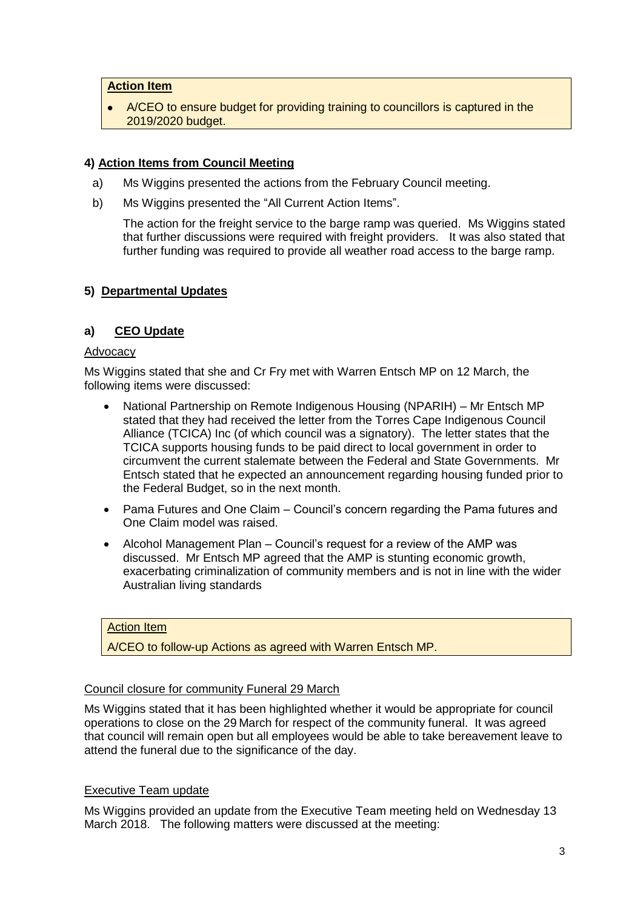**Action Item**

- A/CEO to ensure budget for providing training to councillors is captured in the 2019/2020 budget.

### 4) Action Items from Council Meeting

a) Ms Wiggins presented the actions from the February Council meeting.

b) Ms Wiggins presented the "All Current Action Items".

The action for the freight service to the barge ramp was queried. Ms Wiggins stated that further discussions were required with freight providers. It was also stated that further funding was required to provide all weather road access to the barge ramp.

### 5) Departmental Updates

#### a) CEO Update

Advocacy

Ms Wiggins stated that she and Cr Fry met with Warren Entsch MP on 12 March, the following items were discussed:

- National Partnership on Remote Indigenous Housing (NPARIH) – Mr Entsch MP stated that they had received the letter from the Torres Cape Indigenous Council Alliance (TCICA) Inc (of which council was a signatory). The letter states that the TCICA supports housing funds to be paid direct to local government in order to circumvent the current stalemate between the Federal and State Governments. Mr Entsch stated that he expected an announcement regarding housing funded prior to the Federal Budget, so in the next month.
- Pama Futures and One Claim – Council's concern regarding the Pama futures and One Claim model was raised.
- Alcohol Management Plan – Council's request for a review of the AMP was discussed. Mr Entsch MP agreed that the AMP is stunting economic growth, exacerbating criminalization of community members and is not in line with the wider Australian living standards

Action Item

A/CEO to follow-up Actions as agreed with Warren Entsch MP.

Council closure for community Funeral 29 March

Ms Wiggins stated that it has been highlighted whether it would be appropriate for council operations to close on the 29 March for respect of the community funeral. It was agreed that council will remain open but all employees would be able to take bereavement leave to attend the funeral due to the significance of the day.

Executive Team update

Ms Wiggins provided an update from the Executive Team meeting held on Wednesday 13 March 2018. The following matters were discussed at the meeting: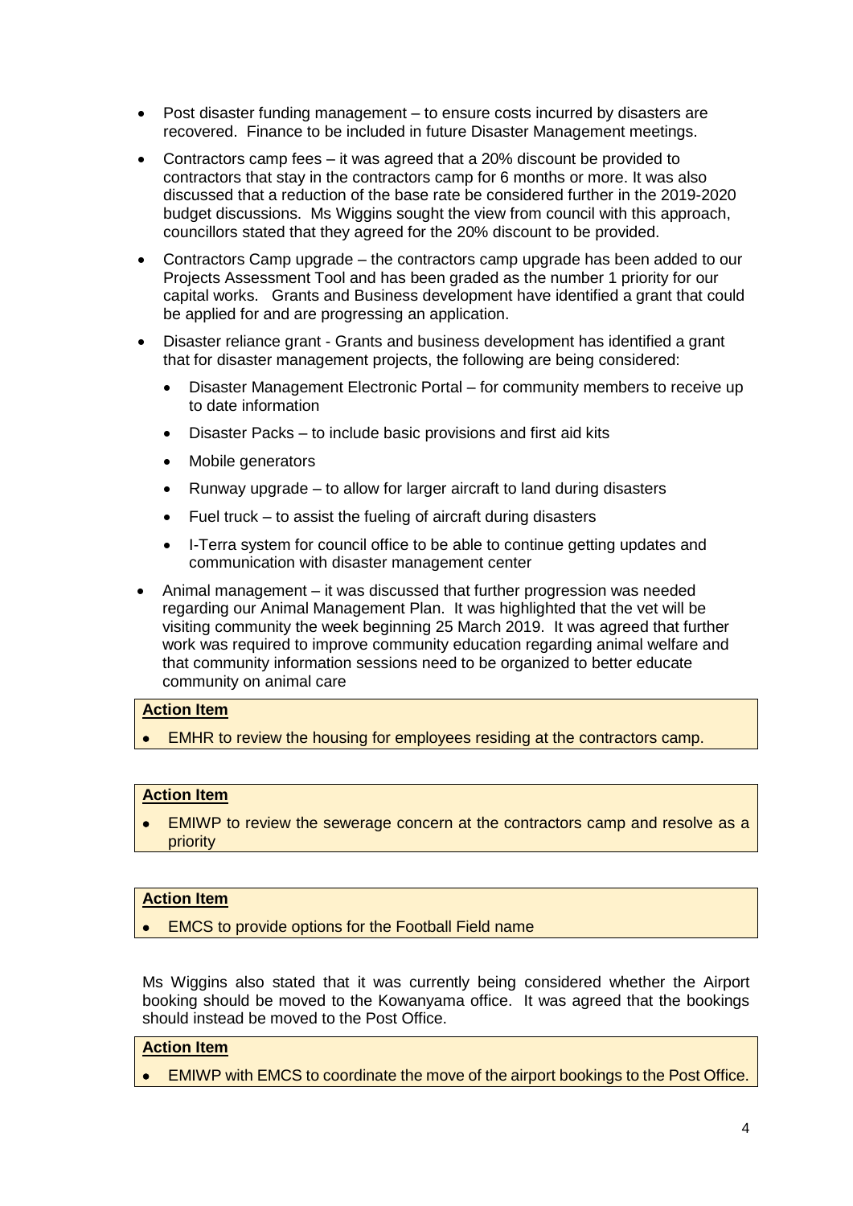- Post disaster funding management – to ensure costs incurred by disasters are recovered. Finance to be included in future Disaster Management meetings.
- Contractors camp fees – it was agreed that a 20% discount be provided to contractors that stay in the contractors camp for 6 months or more. It was also discussed that a reduction of the base rate be considered further in the 2019-2020 budget discussions. Ms Wiggins sought the view from council with this approach, councillors stated that they agreed for the 20% discount to be provided.
- Contractors Camp upgrade – the contractors camp upgrade has been added to our Projects Assessment Tool and has been graded as the number 1 priority for our capital works. Grants and Business development have identified a grant that could be applied for and are progressing an application.
- Disaster reliance grant - Grants and business development has identified a grant that for disaster management projects, the following are being considered:
  - Disaster Management Electronic Portal – for community members to receive up to date information
  - Disaster Packs – to include basic provisions and first aid kits
  - Mobile generators
  - Runway upgrade – to allow for larger aircraft to land during disasters
  - Fuel truck – to assist the fueling of aircraft during disasters
  - I-Terra system for council office to be able to continue getting updates and communication with disaster management center
- Animal management – it was discussed that further progression was needed regarding our Animal Management Plan. It was highlighted that the vet will be visiting community the week beginning 25 March 2019. It was agreed that further work was required to improve community education regarding animal welfare and that community information sessions need to be organized to better educate community on animal care

**Action Item**

- EMHR to review the housing for employees residing at the contractors camp.

**Action Item**

- EMIWP to review the sewerage concern at the contractors camp and resolve as a priority

**Action Item**

- EMCS to provide options for the Football Field name

Ms Wiggins also stated that it was currently being considered whether the Airport booking should be moved to the Kowanyama office. It was agreed that the bookings should instead be moved to the Post Office.

**Action Item**

- EMIWP with EMCS to coordinate the move of the airport bookings to the Post Office.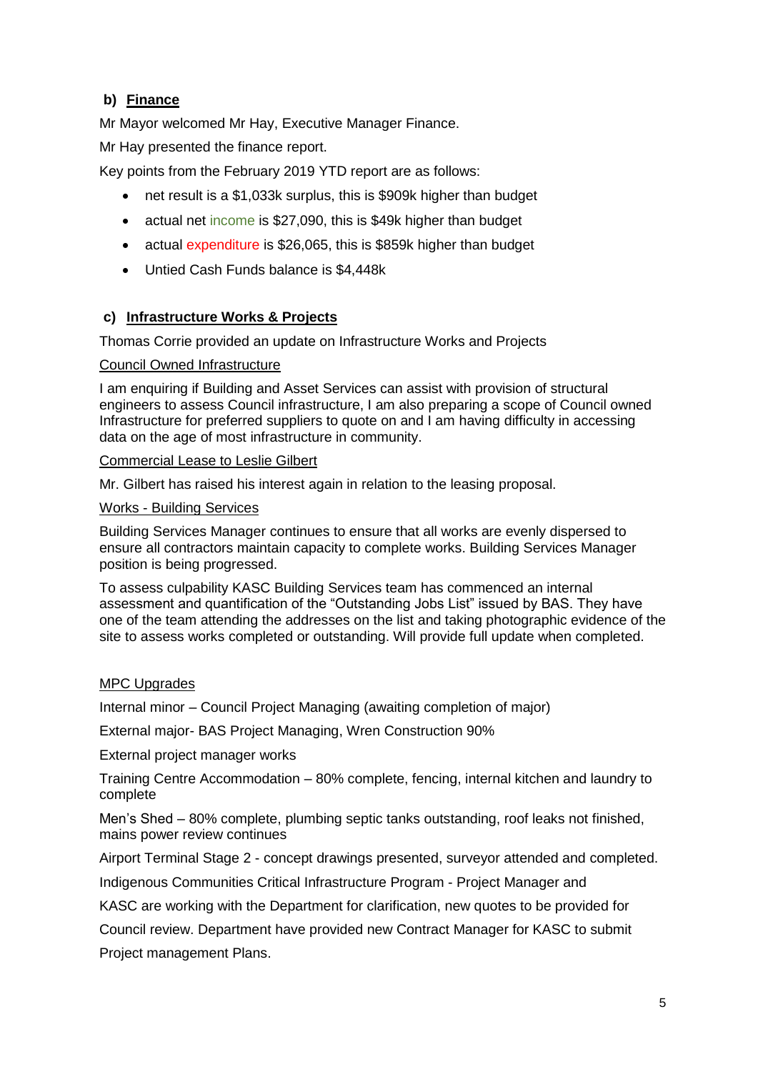### b) **Finance**

Mr Mayor welcomed Mr Hay, Executive Manager Finance.

Mr Hay presented the finance report.

Key points from the February 2019 YTD report are as follows:

- net result is a $1,033k surplus, this is $909k higher than budget
- actual net income is $27,090, this is $49k higher than budget
- actual expenditure is $26,065, this is $859k higher than budget
- Untied Cash Funds balance is $4,448k

### c) **Infrastructure Works & Projects**

Thomas Corrie provided an update on Infrastructure Works and Projects

Council Owned Infrastructure

I am enquiring if Building and Asset Services can assist with provision of structural engineers to assess Council infrastructure, I am also preparing a scope of Council owned Infrastructure for preferred suppliers to quote on and I am having difficulty in accessing data on the age of most infrastructure in community.

Commercial Lease to Leslie Gilbert

Mr. Gilbert has raised his interest again in relation to the leasing proposal.

Works - Building Services

Building Services Manager continues to ensure that all works are evenly dispersed to ensure all contractors maintain capacity to complete works. Building Services Manager position is being progressed.

To assess culpability KASC Building Services team has commenced an internal assessment and quantification of the "Outstanding Jobs List" issued by BAS. They have one of the team attending the addresses on the list and taking photographic evidence of the site to assess works completed or outstanding. Will provide full update when completed.

MPC Upgrades

Internal minor – Council Project Managing (awaiting completion of major)

External major- BAS Project Managing, Wren Construction 90%

External project manager works

Training Centre Accommodation – 80% complete, fencing, internal kitchen and laundry to complete

Men's Shed – 80% complete, plumbing septic tanks outstanding, roof leaks not finished, mains power review continues

Airport Terminal Stage 2 - concept drawings presented, surveyor attended and completed.

Indigenous Communities Critical Infrastructure Program - Project Manager and KASC are working with the Department for clarification, new quotes to be provided for Council review. Department have provided new Contract Manager for KASC to submit Project management Plans.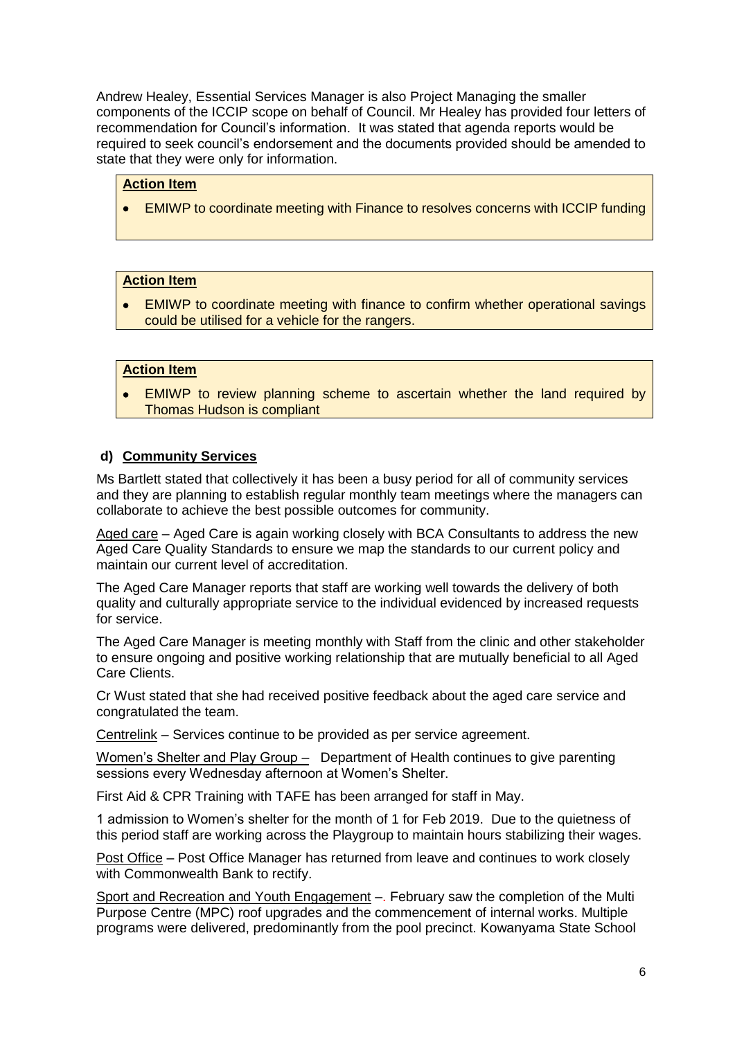Andrew Healey, Essential Services Manager is also Project Managing the smaller components of the ICCIP scope on behalf of Council. Mr Healey has provided four letters of recommendation for Council's information. It was stated that agenda reports would be required to seek council's endorsement and the documents provided should be amended to state that they were only for information.

**Action Item**

- EMIWP to coordinate meeting with Finance to resolves concerns with ICCIP funding

**Action Item**

- EMIWP to coordinate meeting with finance to confirm whether operational savings could be utilised for a vehicle for the rangers.

**Action Item**

- EMIWP to review planning scheme to ascertain whether the land required by Thomas Hudson is compliant

### d) Community Services

Ms Bartlett stated that collectively it has been a busy period for all of community services and they are planning to establish regular monthly team meetings where the managers can collaborate to achieve the best possible outcomes for community.

Aged care – Aged Care is again working closely with BCA Consultants to address the new Aged Care Quality Standards to ensure we map the standards to our current policy and maintain our current level of accreditation.

The Aged Care Manager reports that staff are working well towards the delivery of both quality and culturally appropriate service to the individual evidenced by increased requests for service.

The Aged Care Manager is meeting monthly with Staff from the clinic and other stakeholder to ensure ongoing and positive working relationship that are mutually beneficial to all Aged Care Clients.

Cr Wust stated that she had received positive feedback about the aged care service and congratulated the team.

Centrelink – Services continue to be provided as per service agreement.

Women's Shelter and Play Group – Department of Health continues to give parenting sessions every Wednesday afternoon at Women's Shelter.

First Aid & CPR Training with TAFE has been arranged for staff in May.

1 admission to Women's shelter for the month of 1 for Feb 2019. Due to the quietness of this period staff are working across the Playgroup to maintain hours stabilizing their wages.

Post Office – Post Office Manager has returned from leave and continues to work closely with Commonwealth Bank to rectify.

Sport and Recreation and Youth Engagement –. February saw the completion of the Multi Purpose Centre (MPC) roof upgrades and the commencement of internal works. Multiple programs were delivered, predominantly from the pool precinct. Kowanyama State School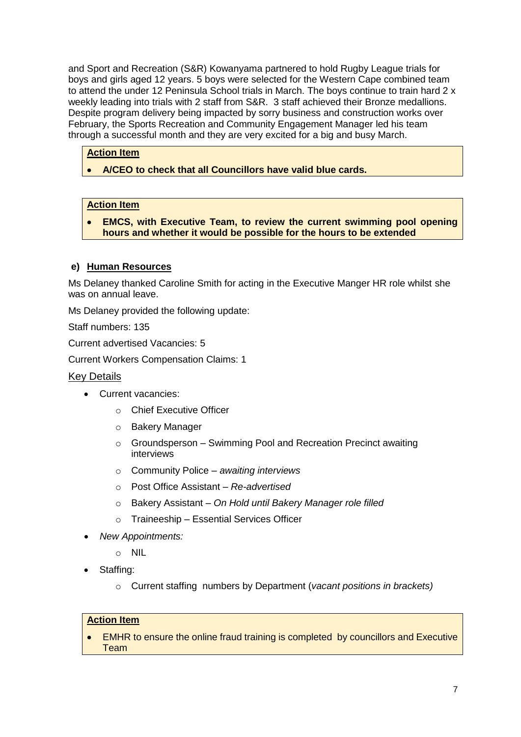and Sport and Recreation (S&R) Kowanyama partnered to hold Rugby League trials for boys and girls aged 12 years. 5 boys were selected for the Western Cape combined team to attend the under 12 Peninsula School trials in March. The boys continue to train hard 2 x weekly leading into trials with 2 staff from S&R. 3 staff achieved their Bronze medallions. Despite program delivery being impacted by sorry business and construction works over February, the Sports Recreation and Community Engagement Manager led his team through a successful month and they are very excited for a big and busy March.

> **Action Item**
>
> - **A/CEO to check that all Councillors have valid blue cards.**

> **Action Item**
>
> - **EMCS, with Executive Team, to review the current swimming pool opening hours and whether it would be possible for the hours to be extended**

### e) Human Resources

Ms Delaney thanked Caroline Smith for acting in the Executive Manger HR role whilst she was on annual leave.

Ms Delaney provided the following update:

Staff numbers: 135

Current advertised Vacancies: 5

Current Workers Compensation Claims: 1

Key Details

- Current vacancies:
  - Chief Executive Officer
  - Bakery Manager
  - Groundsperson – Swimming Pool and Recreation Precinct awaiting interviews
  - Community Police – *awaiting interviews*
  - Post Office Assistant – *Re-advertised*
  - Bakery Assistant – *On Hold until Bakery Manager role filled*
  - Traineeship – Essential Services Officer
- *New Appointments:*
  - NIL
- Staffing:
  - Current staffing numbers by Department (*vacant positions in brackets)*

> **Action Item**
>
> - EMHR to ensure the online fraud training is completed by councillors and Executive Team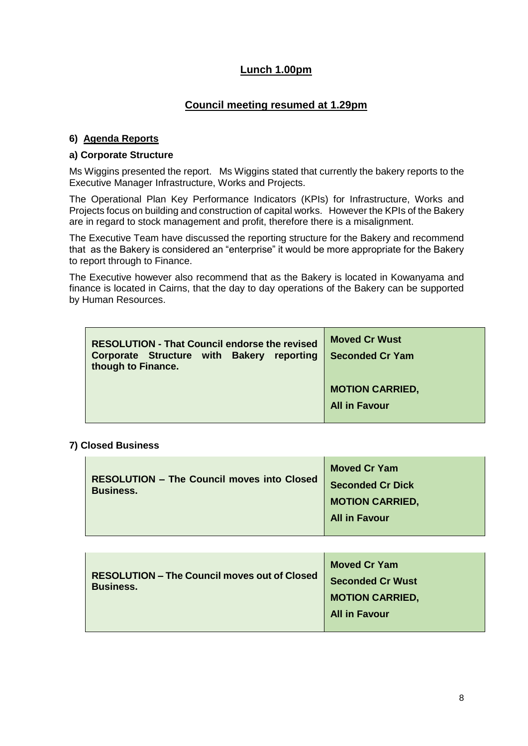**Lunch 1.00pm**

**Council meeting resumed at 1.29pm**

### 6) Agenda Reports

#### a) Corporate Structure

Ms Wiggins presented the report. Ms Wiggins stated that currently the bakery reports to the Executive Manager Infrastructure, Works and Projects.

The Operational Plan Key Performance Indicators (KPIs) for Infrastructure, Works and Projects focus on building and construction of capital works. However the KPIs of the Bakery are in regard to stock management and profit, therefore there is a misalignment.

The Executive Team have discussed the reporting structure for the Bakery and recommend that as the Bakery is considered an "enterprise" it would be more appropriate for the Bakery to report through to Finance.

The Executive however also recommend that as the Bakery is located in Kowanyama and finance is located in Cairns, that the day to day operations of the Bakery can be supported by Human Resources.

| | |
|---|---|
| **RESOLUTION - That Council endorse the revised Corporate Structure with Bakery reporting though to Finance.** | **Moved Cr Wust**<br>**Seconded Cr Yam**<br><br>**MOTION CARRIED,**<br>**All in Favour** |

### 7) Closed Business

| | |
|---|---|
| **RESOLUTION – The Council moves into Closed Business.** | **Moved Cr Yam**<br>**Seconded Cr Dick**<br>**MOTION CARRIED,**<br>**All in Favour** |

| | |
|---|---|
| **RESOLUTION – The Council moves out of Closed Business.** | **Moved Cr Yam**<br>**Seconded Cr Wust**<br>**MOTION CARRIED,**<br>**All in Favour** |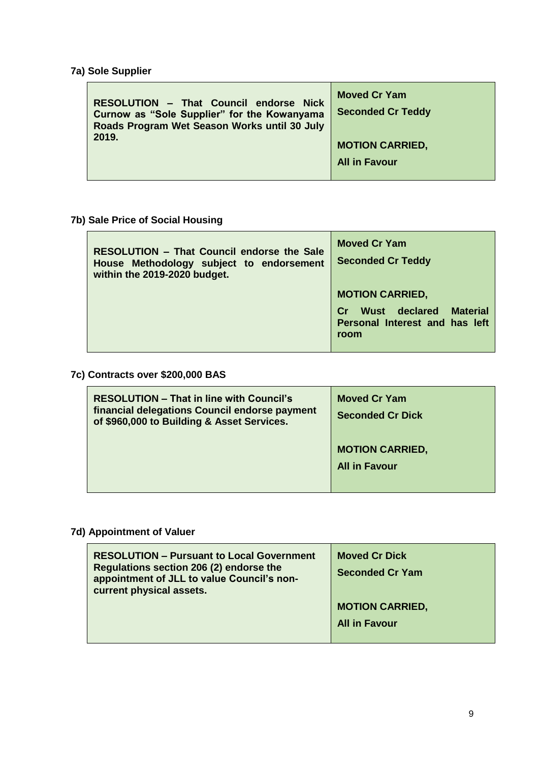### 7a) Sole Supplier

| **RESOLUTION – That Council endorse Nick Curnow as "Sole Supplier" for the Kowanyama Roads Program Wet Season Works until 30 July 2019.** | **Moved Cr Yam**<br>**Seconded Cr Teddy**<br><br>**MOTION CARRIED,**<br>**All in Favour** |
|---|---|

### 7b) Sale Price of Social Housing

| **RESOLUTION – That Council endorse the Sale House Methodology subject to endorsement within the 2019-2020 budget.** | **Moved Cr Yam**<br>**Seconded Cr Teddy**<br><br>**MOTION CARRIED,**<br>**Cr Wust declared Material Personal Interest and has left room** |
|---|---|

### 7c) Contracts over $200,000 BAS

| **RESOLUTION – That in line with Council's financial delegations Council endorse payment of $960,000 to Building & Asset Services.** | **Moved Cr Yam**<br>**Seconded Cr Dick**<br><br>**MOTION CARRIED,**<br>**All in Favour** |
|---|---|

### 7d) Appointment of Valuer

| **RESOLUTION – Pursuant to Local Government Regulations section 206 (2) endorse the appointment of JLL to value Council's non-current physical assets.** | **Moved Cr Dick**<br>**Seconded Cr Yam**<br><br>**MOTION CARRIED,**<br>**All in Favour** |
|---|---|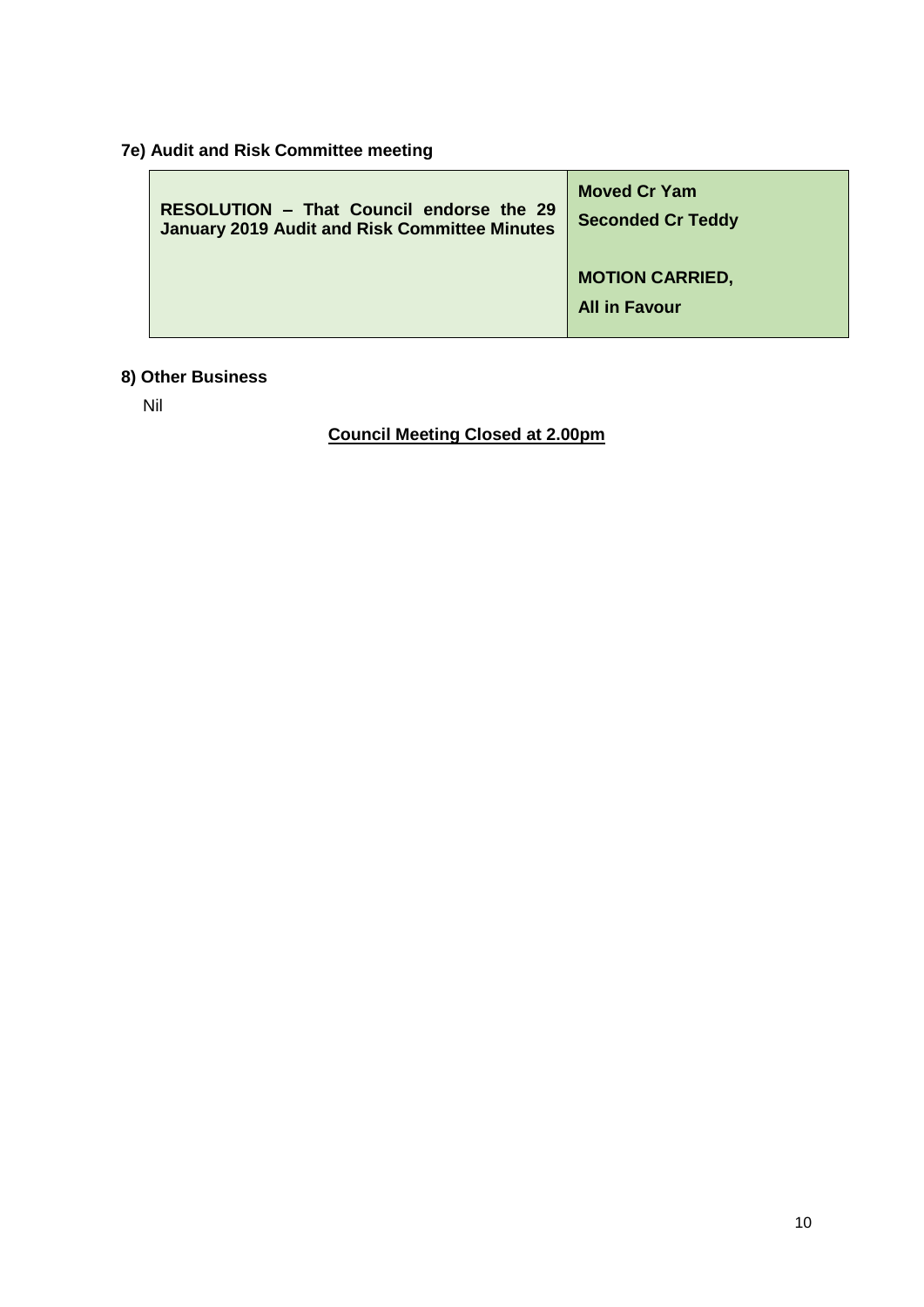### 7e) Audit and Risk Committee meeting

| | |
|---|---|
| **RESOLUTION – That Council endorse the 29 January 2019 Audit and Risk Committee Minutes** | **Moved Cr Yam**<br>**Seconded Cr Teddy**<br><br>**MOTION CARRIED,**<br>**All in Favour** |

### 8) Other Business

Nil

**Council Meeting Closed at 2.00pm**